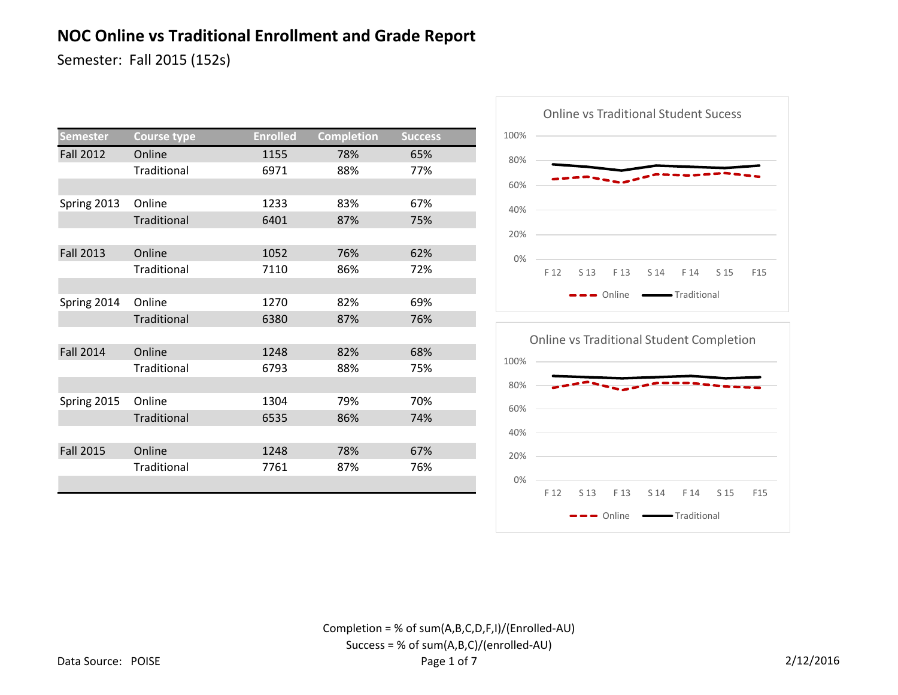# NOC Online vs Traditional Enrollment and Grade Report

Semester: Fall 2015 (152s)

| Semester | Course type | Enrolled | Completion | Success |
|---|---|---|---|---|
| Fall 2012 | Online | 1155 | 78% | 65% |
| | Traditional | 6971 | 88% | 77% |
| Spring 2013 | Online | 1233 | 83% | 67% |
| | Traditional | 6401 | 87% | 75% |
| Fall 2013 | Online | 1052 | 76% | 62% |
| | Traditional | 7110 | 86% | 72% |
| Spring 2014 | Online | 1270 | 82% | 69% |
| | Traditional | 6380 | 87% | 76% |
| Fall 2014 | Online | 1248 | 82% | 68% |
| | Traditional | 6793 | 88% | 75% |
| Spring 2015 | Online | 1304 | 79% | 70% |
| | Traditional | 6535 | 86% | 74% |
| Fall 2015 | Online | 1248 | 78% | 67% |
| | Traditional | 7761 | 87% | 76% |

Online vs Traditional Student Sucess

Online vs Traditional Student Completion

Completion = % of sum(A,B,C,D,F,I)/(Enrolled-AU)

Success = % of sum(A,B,C)/(enrolled-AU)

Data Source: POISE

2/12/2016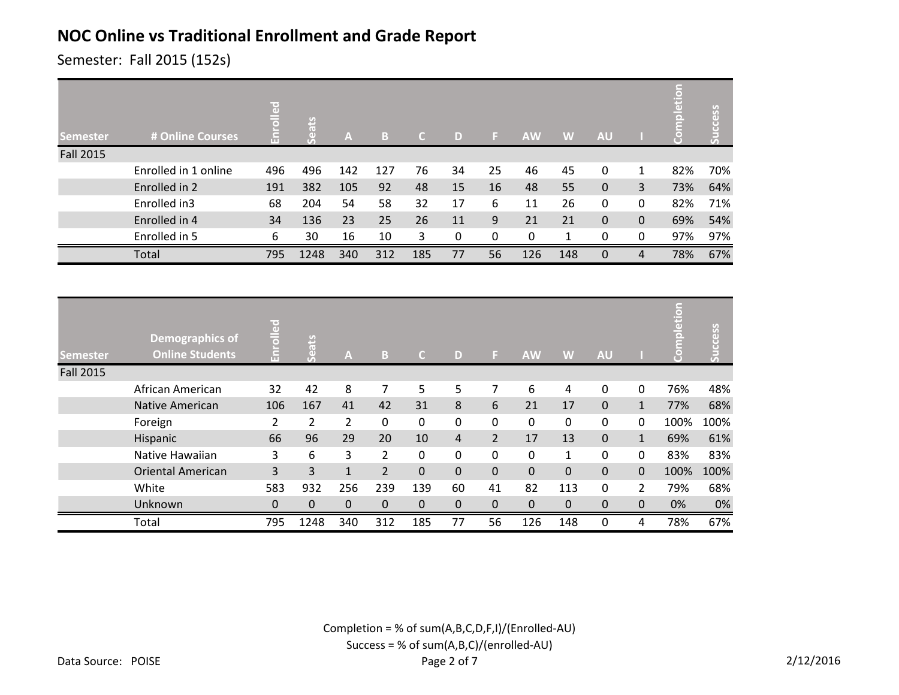# NOC Online vs Traditional Enrollment and Grade Report

Semester: Fall 2015 (152s)

| Semester | # Online Courses | Enrolled | Seats | A | B | C | D | F | AW | W | AU | I | Completion | Success |
|---|---|---|---|---|---|---|---|---|---|---|---|---|---|---|
| Fall 2015 | | | | | | | | | | | | | | |
| | Enrolled in 1 online | 496 | 496 | 142 | 127 | 76 | 34 | 25 | 46 | 45 | 0 | 1 | 82% | 70% |
| | Enrolled in 2 | 191 | 382 | 105 | 92 | 48 | 15 | 16 | 48 | 55 | 0 | 3 | 73% | 64% |
| | Enrolled in3 | 68 | 204 | 54 | 58 | 32 | 17 | 6 | 11 | 26 | 0 | 0 | 82% | 71% |
| | Enrolled in 4 | 34 | 136 | 23 | 25 | 26 | 11 | 9 | 21 | 21 | 0 | 0 | 69% | 54% |
| | Enrolled in 5 | 6 | 30 | 16 | 10 | 3 | 0 | 0 | 0 | 1 | 0 | 0 | 97% | 97% |
| | Total | 795 | 1248 | 340 | 312 | 185 | 77 | 56 | 126 | 148 | 0 | 4 | 78% | 67% |

| Semester | Demographics of Online Students | Enrolled | Seats | A | B | C | D | F | AW | W | AU | I | Completion | Success |
|---|---|---|---|---|---|---|---|---|---|---|---|---|---|---|
| Fall 2015 | | | | | | | | | | | | | | |
| | African American | 32 | 42 | 8 | 7 | 5 | 5 | 7 | 6 | 4 | 0 | 0 | 76% | 48% |
| | Native American | 106 | 167 | 41 | 42 | 31 | 8 | 6 | 21 | 17 | 0 | 1 | 77% | 68% |
| | Foreign | 2 | 2 | 2 | 0 | 0 | 0 | 0 | 0 | 0 | 0 | 0 | 100% | 100% |
| | Hispanic | 66 | 96 | 29 | 20 | 10 | 4 | 2 | 17 | 13 | 0 | 1 | 69% | 61% |
| | Native Hawaiian | 3 | 6 | 3 | 2 | 0 | 0 | 0 | 0 | 1 | 0 | 0 | 83% | 83% |
| | Oriental American | 3 | 3 | 1 | 2 | 0 | 0 | 0 | 0 | 0 | 0 | 0 | 100% | 100% |
| | White | 583 | 932 | 256 | 239 | 139 | 60 | 41 | 82 | 113 | 0 | 2 | 79% | 68% |
| | Unknown | 0 | 0 | 0 | 0 | 0 | 0 | 0 | 0 | 0 | 0 | 0 | 0% | 0% |
| | Total | 795 | 1248 | 340 | 312 | 185 | 77 | 56 | 126 | 148 | 0 | 4 | 78% | 67% |

Completion = % of sum(A,B,C,D,F,I)/(Enrolled-AU)

Success = % of sum(A,B,C)/(enrolled-AU)

Data Source: POISE

2/12/2016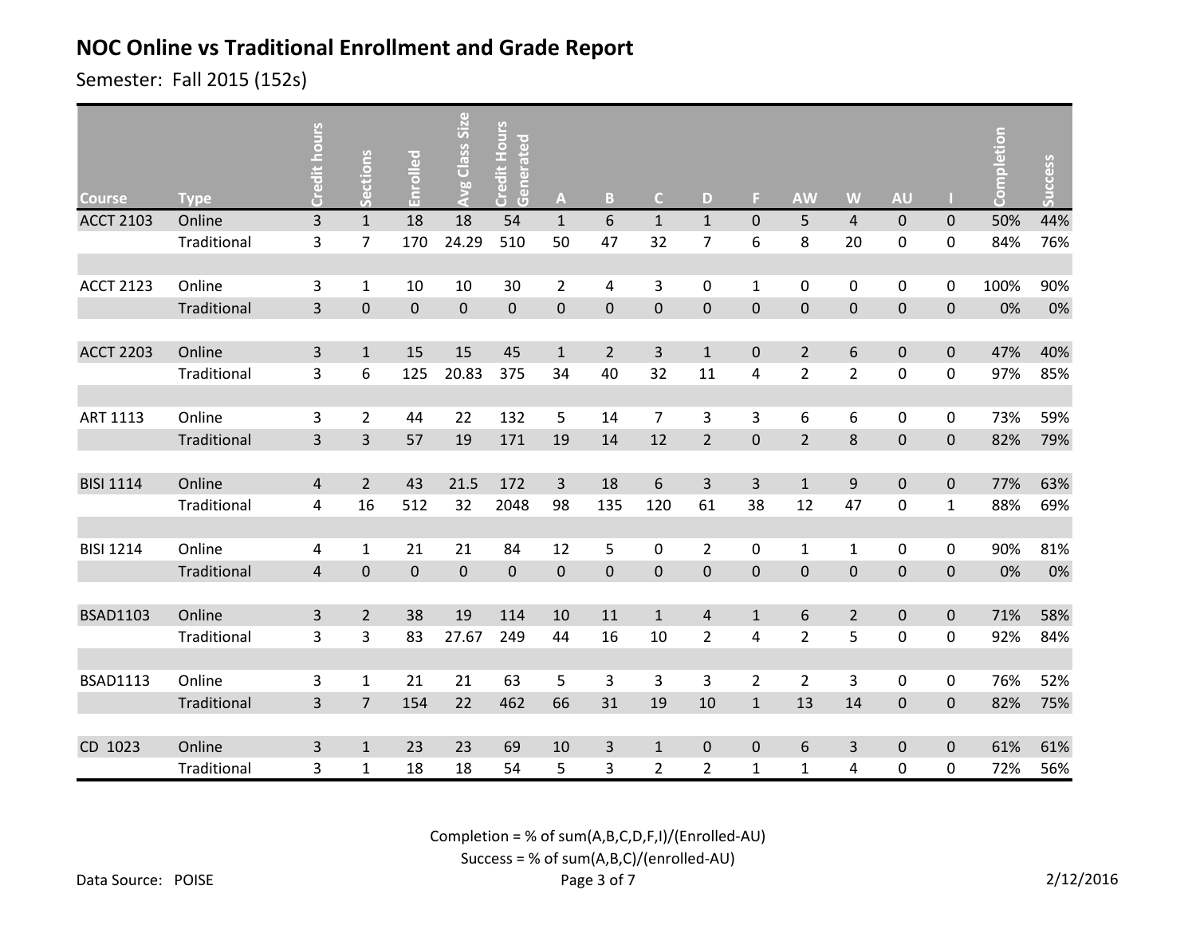# NOC Online vs Traditional Enrollment and Grade Report

Semester: Fall 2015 (152s)

| Course | Type | Credit hours | Sections | Enrolled | Avg Class Size | Credit Hours Generated | A | B | C | D | F | AW | W | AU | I | Completion | Success |
|---|---|---|---|---|---|---|---|---|---|---|---|---|---|---|---|---|---|
| ACCT 2103 | Online | 3 | 1 | 18 | 18 | 54 | 1 | 6 | 1 | 1 | 0 | 5 | 4 | 0 | 0 | 50% | 44% |
| | Traditional | 3 | 7 | 170 | 24.29 | 510 | 50 | 47 | 32 | 7 | 6 | 8 | 20 | 0 | 0 | 84% | 76% |
| | | | | | | | | | | | | | | | | | |
| ACCT 2123 | Online | 3 | 1 | 10 | 10 | 30 | 2 | 4 | 3 | 0 | 1 | 0 | 0 | 0 | 0 | 100% | 90% |
| | Traditional | 3 | 0 | 0 | 0 | 0 | 0 | 0 | 0 | 0 | 0 | 0 | 0 | 0 | 0 | 0% | 0% |
| | | | | | | | | | | | | | | | | | |
| ACCT 2203 | Online | 3 | 1 | 15 | 15 | 45 | 1 | 2 | 3 | 1 | 0 | 2 | 6 | 0 | 0 | 47% | 40% |
| | Traditional | 3 | 6 | 125 | 20.83 | 375 | 34 | 40 | 32 | 11 | 4 | 2 | 2 | 0 | 0 | 97% | 85% |
| | | | | | | | | | | | | | | | | | |
| ART 1113 | Online | 3 | 2 | 44 | 22 | 132 | 5 | 14 | 7 | 3 | 3 | 6 | 6 | 0 | 0 | 73% | 59% |
| | Traditional | 3 | 3 | 57 | 19 | 171 | 19 | 14 | 12 | 2 | 0 | 2 | 8 | 0 | 0 | 82% | 79% |
| | | | | | | | | | | | | | | | | | |
| BISI 1114 | Online | 4 | 2 | 43 | 21.5 | 172 | 3 | 18 | 6 | 3 | 3 | 1 | 9 | 0 | 0 | 77% | 63% |
| | Traditional | 4 | 16 | 512 | 32 | 2048 | 98 | 135 | 120 | 61 | 38 | 12 | 47 | 0 | 1 | 88% | 69% |
| | | | | | | | | | | | | | | | | | |
| BISI 1214 | Online | 4 | 1 | 21 | 21 | 84 | 12 | 5 | 0 | 2 | 0 | 1 | 1 | 0 | 0 | 90% | 81% |
| | Traditional | 4 | 0 | 0 | 0 | 0 | 0 | 0 | 0 | 0 | 0 | 0 | 0 | 0 | 0 | 0% | 0% |
| | | | | | | | | | | | | | | | | | |
| BSAD1103 | Online | 3 | 2 | 38 | 19 | 114 | 10 | 11 | 1 | 4 | 1 | 6 | 2 | 0 | 0 | 71% | 58% |
| | Traditional | 3 | 3 | 83 | 27.67 | 249 | 44 | 16 | 10 | 2 | 4 | 2 | 5 | 0 | 0 | 92% | 84% |
| | | | | | | | | | | | | | | | | | |
| BSAD1113 | Online | 3 | 1 | 21 | 21 | 63 | 5 | 3 | 3 | 3 | 2 | 2 | 3 | 0 | 0 | 76% | 52% |
| | Traditional | 3 | 7 | 154 | 22 | 462 | 66 | 31 | 19 | 10 | 1 | 13 | 14 | 0 | 0 | 82% | 75% |
| | | | | | | | | | | | | | | | | | |
| CD 1023 | Online | 3 | 1 | 23 | 23 | 69 | 10 | 3 | 1 | 0 | 0 | 6 | 3 | 0 | 0 | 61% | 61% |
| | Traditional | 3 | 1 | 18 | 18 | 54 | 5 | 3 | 2 | 2 | 1 | 1 | 4 | 0 | 0 | 72% | 56% |

Completion = % of sum(A,B,C,D,F,I)/(Enrolled-AU)

Success = % of sum(A,B,C)/(enrolled-AU)

Data Source: POISE

2/12/2016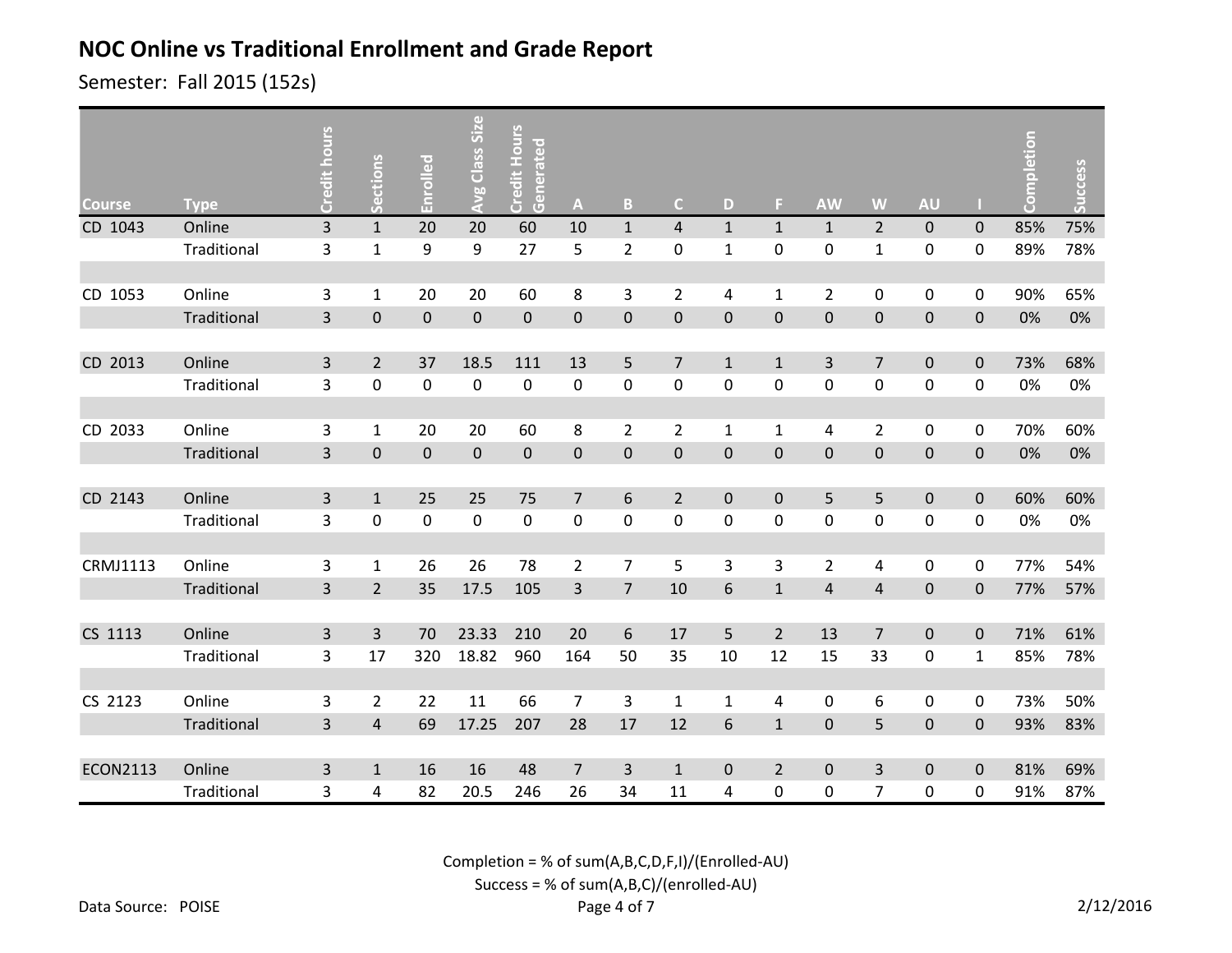# NOC Online vs Traditional Enrollment and Grade Report

Semester: Fall 2015 (152s)

| Course | Type | Credit hours | Sections | Enrolled | Avg Class Size | Credit Hours Generated | A | B | C | D | F | AW | W | AU | I | Completion | Success |
|---|---|---|---|---|---|---|---|---|---|---|---|---|---|---|---|---|---|
| CD 1043 | Online | 3 | 1 | 20 | 20 | 60 | 10 | 1 | 4 | 1 | 1 | 1 | 2 | 0 | 0 | 85% | 75% |
| | Traditional | 3 | 1 | 9 | 9 | 27 | 5 | 2 | 0 | 1 | 0 | 0 | 1 | 0 | 0 | 89% | 78% |
| CD 1053 | Online | 3 | 1 | 20 | 20 | 60 | 8 | 3 | 2 | 4 | 1 | 2 | 0 | 0 | 0 | 90% | 65% |
| | Traditional | 3 | 0 | 0 | 0 | 0 | 0 | 0 | 0 | 0 | 0 | 0 | 0 | 0 | 0 | 0% | 0% |
| CD 2013 | Online | 3 | 2 | 37 | 18.5 | 111 | 13 | 5 | 7 | 1 | 1 | 3 | 7 | 0 | 0 | 73% | 68% |
| | Traditional | 3 | 0 | 0 | 0 | 0 | 0 | 0 | 0 | 0 | 0 | 0 | 0 | 0 | 0 | 0% | 0% |
| CD 2033 | Online | 3 | 1 | 20 | 20 | 60 | 8 | 2 | 2 | 1 | 1 | 4 | 2 | 0 | 0 | 70% | 60% |
| | Traditional | 3 | 0 | 0 | 0 | 0 | 0 | 0 | 0 | 0 | 0 | 0 | 0 | 0 | 0 | 0% | 0% |
| CD 2143 | Online | 3 | 1 | 25 | 25 | 75 | 7 | 6 | 2 | 0 | 0 | 5 | 5 | 0 | 0 | 60% | 60% |
| | Traditional | 3 | 0 | 0 | 0 | 0 | 0 | 0 | 0 | 0 | 0 | 0 | 0 | 0 | 0 | 0% | 0% |
| CRMJ1113 | Online | 3 | 1 | 26 | 26 | 78 | 2 | 7 | 5 | 3 | 3 | 2 | 4 | 0 | 0 | 77% | 54% |
| | Traditional | 3 | 2 | 35 | 17.5 | 105 | 3 | 7 | 10 | 6 | 1 | 4 | 4 | 0 | 0 | 77% | 57% |
| CS 1113 | Online | 3 | 3 | 70 | 23.33 | 210 | 20 | 6 | 17 | 5 | 2 | 13 | 7 | 0 | 0 | 71% | 61% |
| | Traditional | 3 | 17 | 320 | 18.82 | 960 | 164 | 50 | 35 | 10 | 12 | 15 | 33 | 0 | 1 | 85% | 78% |
| CS 2123 | Online | 3 | 2 | 22 | 11 | 66 | 7 | 3 | 1 | 1 | 4 | 0 | 6 | 0 | 0 | 73% | 50% |
| | Traditional | 3 | 4 | 69 | 17.25 | 207 | 28 | 17 | 12 | 6 | 1 | 0 | 5 | 0 | 0 | 93% | 83% |
| ECON2113 | Online | 3 | 1 | 16 | 16 | 48 | 7 | 3 | 1 | 0 | 2 | 0 | 3 | 0 | 0 | 81% | 69% |
| | Traditional | 3 | 4 | 82 | 20.5 | 246 | 26 | 34 | 11 | 4 | 0 | 0 | 7 | 0 | 0 | 91% | 87% |

Completion = % of sum(A,B,C,D,F,I)/(Enrolled-AU)

Success = % of sum(A,B,C)/(enrolled-AU)

Data Source: POISE

2/12/2016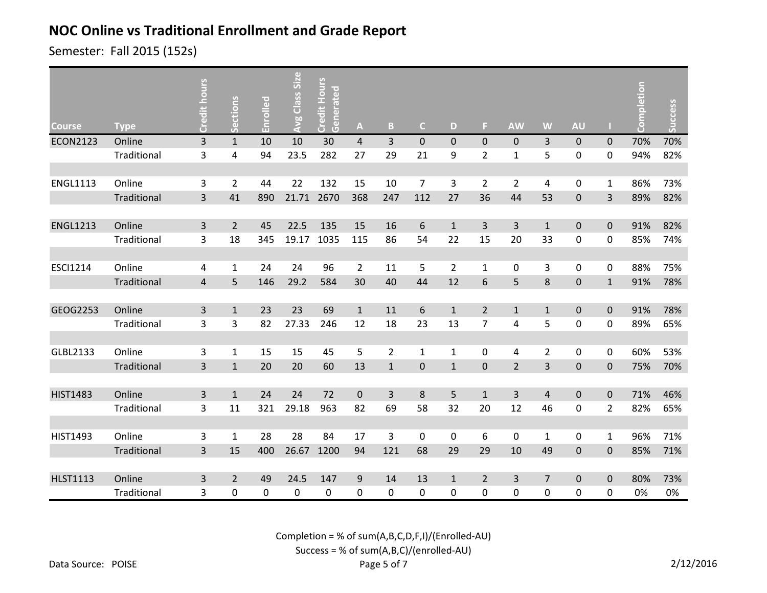# NOC Online vs Traditional Enrollment and Grade Report

Semester: Fall 2015 (152s)

| Course | Type | Credit hours | Sections | Enrolled | Avg Class Size | Credit Hours Generated | A | B | C | D | F | AW | W | AU | I | Completion | Success |
|---|---|---|---|---|---|---|---|---|---|---|---|---|---|---|---|---|---|
| ECON2123 | Online | 3 | 1 | 10 | 10 | 30 | 4 | 3 | 0 | 0 | 0 | 0 | 3 | 0 | 0 | 70% | 70% |
| | Traditional | 3 | 4 | 94 | 23.5 | 282 | 27 | 29 | 21 | 9 | 2 | 1 | 5 | 0 | 0 | 94% | 82% |
| ENGL1113 | Online | 3 | 2 | 44 | 22 | 132 | 15 | 10 | 7 | 3 | 2 | 2 | 4 | 0 | 1 | 86% | 73% |
| | Traditional | 3 | 41 | 890 | 21.71 | 2670 | 368 | 247 | 112 | 27 | 36 | 44 | 53 | 0 | 3 | 89% | 82% |
| ENGL1213 | Online | 3 | 2 | 45 | 22.5 | 135 | 15 | 16 | 6 | 1 | 3 | 3 | 1 | 0 | 0 | 91% | 82% |
| | Traditional | 3 | 18 | 345 | 19.17 | 1035 | 115 | 86 | 54 | 22 | 15 | 20 | 33 | 0 | 0 | 85% | 74% |
| ESCI1214 | Online | 4 | 1 | 24 | 24 | 96 | 2 | 11 | 5 | 2 | 1 | 0 | 3 | 0 | 0 | 88% | 75% |
| | Traditional | 4 | 5 | 146 | 29.2 | 584 | 30 | 40 | 44 | 12 | 6 | 5 | 8 | 0 | 1 | 91% | 78% |
| GEOG2253 | Online | 3 | 1 | 23 | 23 | 69 | 1 | 11 | 6 | 1 | 2 | 1 | 1 | 0 | 0 | 91% | 78% |
| | Traditional | 3 | 3 | 82 | 27.33 | 246 | 12 | 18 | 23 | 13 | 7 | 4 | 5 | 0 | 0 | 89% | 65% |
| GLBL2133 | Online | 3 | 1 | 15 | 15 | 45 | 5 | 2 | 1 | 1 | 0 | 4 | 2 | 0 | 0 | 60% | 53% |
| | Traditional | 3 | 1 | 20 | 20 | 60 | 13 | 1 | 0 | 1 | 0 | 2 | 3 | 0 | 0 | 75% | 70% |
| HIST1483 | Online | 3 | 1 | 24 | 24 | 72 | 0 | 3 | 8 | 5 | 1 | 3 | 4 | 0 | 0 | 71% | 46% |
| | Traditional | 3 | 11 | 321 | 29.18 | 963 | 82 | 69 | 58 | 32 | 20 | 12 | 46 | 0 | 2 | 82% | 65% |
| HIST1493 | Online | 3 | 1 | 28 | 28 | 84 | 17 | 3 | 0 | 0 | 6 | 0 | 1 | 0 | 1 | 96% | 71% |
| | Traditional | 3 | 15 | 400 | 26.67 | 1200 | 94 | 121 | 68 | 29 | 29 | 10 | 49 | 0 | 0 | 85% | 71% |
| HLST1113 | Online | 3 | 2 | 49 | 24.5 | 147 | 9 | 14 | 13 | 1 | 2 | 3 | 7 | 0 | 0 | 80% | 73% |
| | Traditional | 3 | 0 | 0 | 0 | 0 | 0 | 0 | 0 | 0 | 0 | 0 | 0 | 0 | 0 | 0% | 0% |

Completion = % of sum(A,B,C,D,F,I)/(Enrolled-AU)

Success = % of sum(A,B,C)/(enrolled-AU)

Data Source: POISE

2/12/2016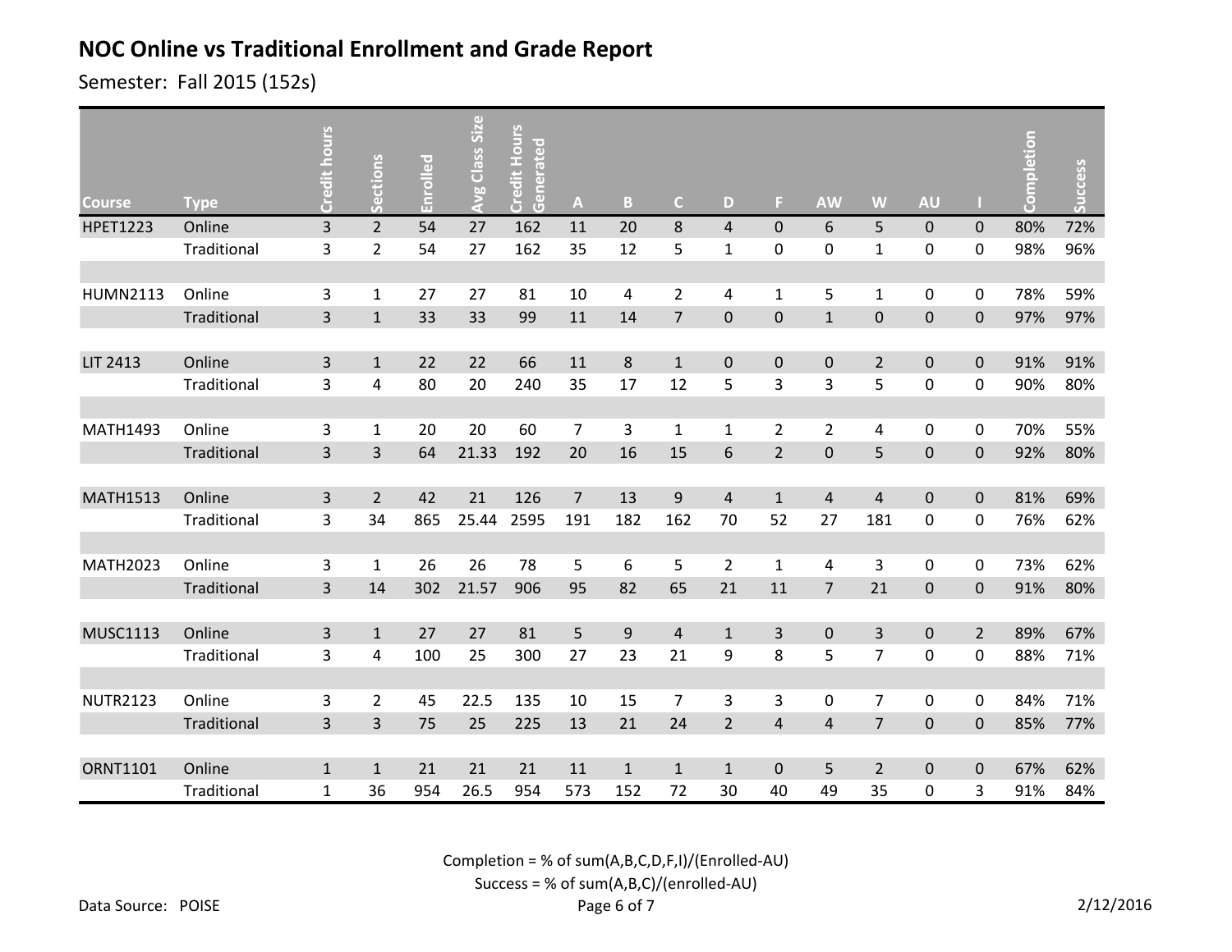## NOC Online vs Traditional Enrollment and Grade Report

Semester: Fall 2015 (152s)

| Course | Type | Credit hours | Sections | Enrolled | Avg Class Size | Credit Hours Generated | A | B | C | D | F | AW | W | AU | I | Completion | Success |
|---|---|---|---|---|---|---|---|---|---|---|---|---|---|---|---|---|---|
| HPET1223 | Online | 3 | 2 | 54 | 27 | 162 | 11 | 20 | 8 | 4 | 0 | 6 | 5 | 0 | 0 | 80% | 72% |
| | Traditional | 3 | 2 | 54 | 27 | 162 | 35 | 12 | 5 | 1 | 0 | 0 | 1 | 0 | 0 | 98% | 96% |
| HUMN2113 | Online | 3 | 1 | 27 | 27 | 81 | 10 | 4 | 2 | 4 | 1 | 5 | 1 | 0 | 0 | 78% | 59% |
| | Traditional | 3 | 1 | 33 | 33 | 99 | 11 | 14 | 7 | 0 | 0 | 1 | 0 | 0 | 0 | 97% | 97% |
| LIT 2413 | Online | 3 | 1 | 22 | 22 | 66 | 11 | 8 | 1 | 0 | 0 | 0 | 2 | 0 | 0 | 91% | 91% |
| | Traditional | 3 | 4 | 80 | 20 | 240 | 35 | 17 | 12 | 5 | 3 | 3 | 5 | 0 | 0 | 90% | 80% |
| MATH1493 | Online | 3 | 1 | 20 | 20 | 60 | 7 | 3 | 1 | 1 | 2 | 2 | 4 | 0 | 0 | 70% | 55% |
| | Traditional | 3 | 3 | 64 | 21.33 | 192 | 20 | 16 | 15 | 6 | 2 | 0 | 5 | 0 | 0 | 92% | 80% |
| MATH1513 | Online | 3 | 2 | 42 | 21 | 126 | 7 | 13 | 9 | 4 | 1 | 4 | 4 | 0 | 0 | 81% | 69% |
| | Traditional | 3 | 34 | 865 | 25.44 | 2595 | 191 | 182 | 162 | 70 | 52 | 27 | 181 | 0 | 0 | 76% | 62% |
| MATH2023 | Online | 3 | 1 | 26 | 26 | 78 | 5 | 6 | 5 | 2 | 1 | 4 | 3 | 0 | 0 | 73% | 62% |
| | Traditional | 3 | 14 | 302 | 21.57 | 906 | 95 | 82 | 65 | 21 | 11 | 7 | 21 | 0 | 0 | 91% | 80% |
| MUSC1113 | Online | 3 | 1 | 27 | 27 | 81 | 5 | 9 | 4 | 1 | 3 | 0 | 3 | 0 | 2 | 89% | 67% |
| | Traditional | 3 | 4 | 100 | 25 | 300 | 27 | 23 | 21 | 9 | 8 | 5 | 7 | 0 | 0 | 88% | 71% |
| NUTR2123 | Online | 3 | 2 | 45 | 22.5 | 135 | 10 | 15 | 7 | 3 | 3 | 0 | 7 | 0 | 0 | 84% | 71% |
| | Traditional | 3 | 3 | 75 | 25 | 225 | 13 | 21 | 24 | 2 | 4 | 4 | 7 | 0 | 0 | 85% | 77% |
| ORNT1101 | Online | 1 | 1 | 21 | 21 | 21 | 11 | 1 | 1 | 1 | 0 | 5 | 2 | 0 | 0 | 67% | 62% |
| | Traditional | 1 | 36 | 954 | 26.5 | 954 | 573 | 152 | 72 | 30 | 40 | 49 | 35 | 0 | 3 | 91% | 84% |

Completion = % of sum(A,B,C,D,F,I)/(Enrolled-AU)

Success = % of sum(A,B,C)/(enrolled-AU)

Data Source: POISE

2/12/2016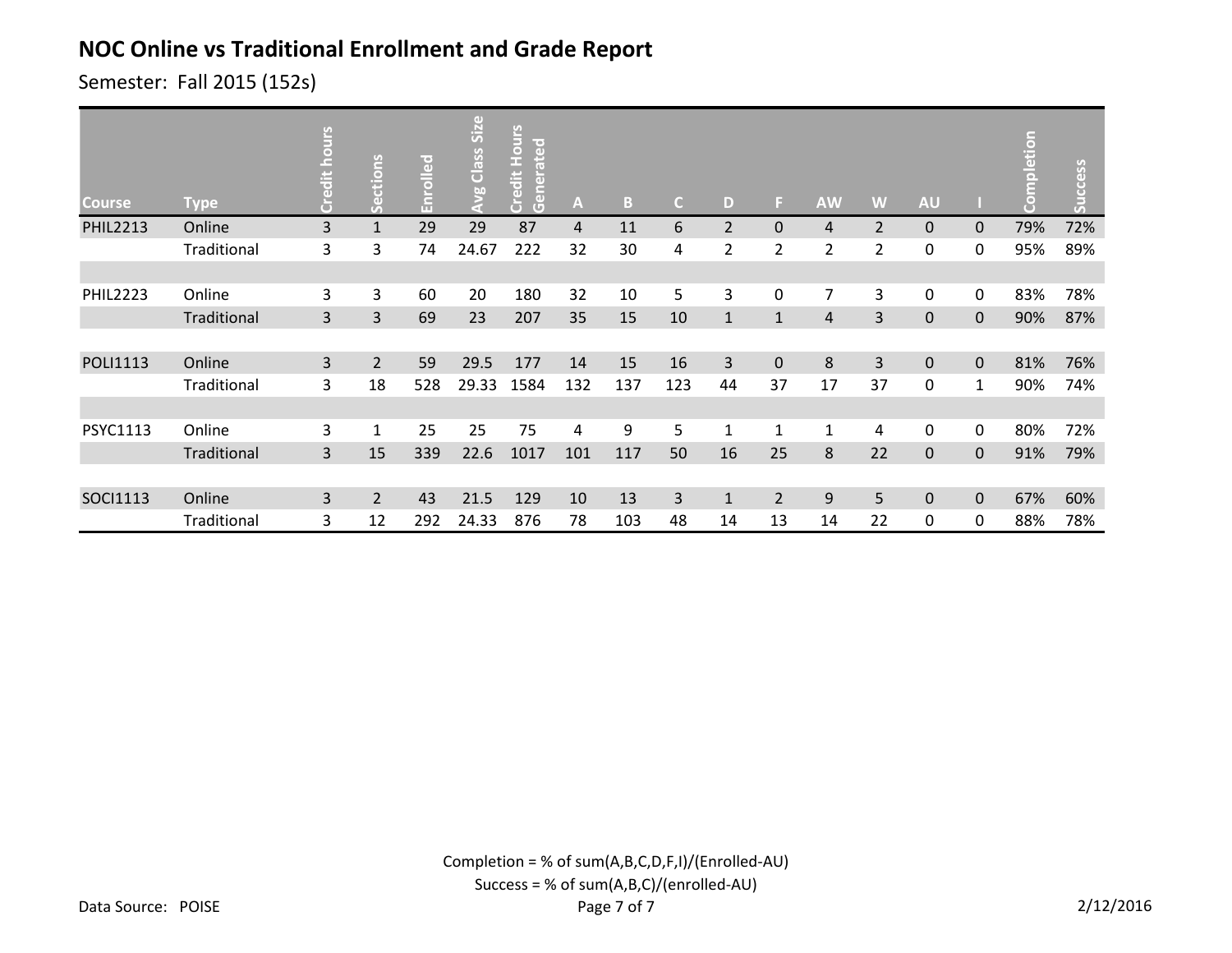# NOC Online vs Traditional Enrollment and Grade Report

Semester: Fall 2015 (152s)

| Course | Type | Credit hours | Sections | Enrolled | Avg Class Size | Credit Hours Generated | A | B | C | D | F | AW | W | AU | I | Completion | Success |
|---|---|---|---|---|---|---|---|---|---|---|---|---|---|---|---|---|---|
| PHIL2213 | Online | 3 | 1 | 29 | 29 | 87 | 4 | 11 | 6 | 2 | 0 | 4 | 2 | 0 | 0 | 79% | 72% |
| | Traditional | 3 | 3 | 74 | 24.67 | 222 | 32 | 30 | 4 | 2 | 2 | 2 | 2 | 0 | 0 | 95% | 89% |
| PHIL2223 | Online | 3 | 3 | 60 | 20 | 180 | 32 | 10 | 5 | 3 | 0 | 7 | 3 | 0 | 0 | 83% | 78% |
| | Traditional | 3 | 3 | 69 | 23 | 207 | 35 | 15 | 10 | 1 | 1 | 4 | 3 | 0 | 0 | 90% | 87% |
| POLI1113 | Online | 3 | 2 | 59 | 29.5 | 177 | 14 | 15 | 16 | 3 | 0 | 8 | 3 | 0 | 0 | 81% | 76% |
| | Traditional | 3 | 18 | 528 | 29.33 | 1584 | 132 | 137 | 123 | 44 | 37 | 17 | 37 | 0 | 1 | 90% | 74% |
| PSYC1113 | Online | 3 | 1 | 25 | 25 | 75 | 4 | 9 | 5 | 1 | 1 | 1 | 4 | 0 | 0 | 80% | 72% |
| | Traditional | 3 | 15 | 339 | 22.6 | 1017 | 101 | 117 | 50 | 16 | 25 | 8 | 22 | 0 | 0 | 91% | 79% |
| SOCI1113 | Online | 3 | 2 | 43 | 21.5 | 129 | 10 | 13 | 3 | 1 | 2 | 9 | 5 | 0 | 0 | 67% | 60% |
| | Traditional | 3 | 12 | 292 | 24.33 | 876 | 78 | 103 | 48 | 14 | 13 | 14 | 22 | 0 | 0 | 88% | 78% |

Completion = % of sum(A,B,C,D,F,I)/(Enrolled-AU)

Success = % of sum(A,B,C)/(enrolled-AU)

Data Source: POISE

2/12/2016